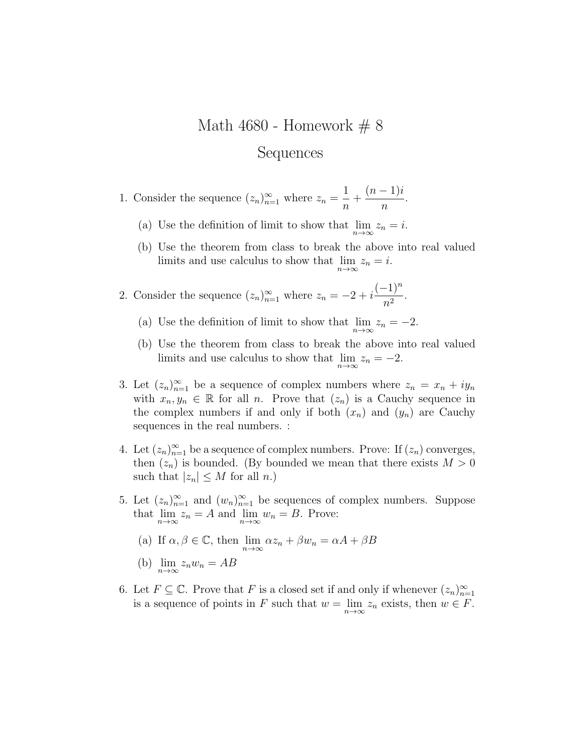# Math 4680 - Homework # 8

## Sequences

1. Consider the sequence $(z_n)_{n=1}^{\infty}$ where $z_n = \dfrac{1}{n} + \dfrac{(n-1)i}{n}$.

   (a) Use the definition of limit to show that $\lim\limits_{n\to\infty} z_n = i$.

   (b) Use the theorem from class to break the above into real valued limits and use calculus to show that $\lim\limits_{n\to\infty} z_n = i$.

2. Consider the sequence $(z_n)_{n=1}^{\infty}$ where $z_n = -2 + i\dfrac{(-1)^n}{n^2}$.

   (a) Use the definition of limit to show that $\lim\limits_{n\to\infty} z_n = -2$.

   (b) Use the theorem from class to break the above into real valued limits and use calculus to show that $\lim\limits_{n\to\infty} z_n = -2$.

3. Let $(z_n)_{n=1}^{\infty}$ be a sequence of complex numbers where $z_n = x_n + iy_n$ with $x_n, y_n \in \mathbb{R}$ for all $n$. Prove that $(z_n)$ is a Cauchy sequence in the complex numbers if and only if both $(x_n)$ and $(y_n)$ are Cauchy sequences in the real numbers. :

4. Let $(z_n)_{n=1}^{\infty}$ be a sequence of complex numbers. Prove: If $(z_n)$ converges, then $(z_n)$ is bounded. (By bounded we mean that there exists $M > 0$ such that $|z_n| \le M$ for all $n$.)

5. Let $(z_n)_{n=1}^{\infty}$ and $(w_n)_{n=1}^{\infty}$ be sequences of complex numbers. Suppose that $\lim\limits_{n\to\infty} z_n = A$ and $\lim\limits_{n\to\infty} w_n = B$. Prove:

   (a) If $\alpha, \beta \in \mathbb{C}$, then $\lim\limits_{n\to\infty} \alpha z_n + \beta w_n = \alpha A + \beta B$

   (b) $\lim\limits_{n\to\infty} z_n w_n = AB$

6. Let $F \subseteq \mathbb{C}$. Prove that $F$ is a closed set if and only if whenever $(z_n)_{n=1}^{\infty}$ is a sequence of points in $F$ such that $w = \lim\limits_{n\to\infty} z_n$ exists, then $w \in F$.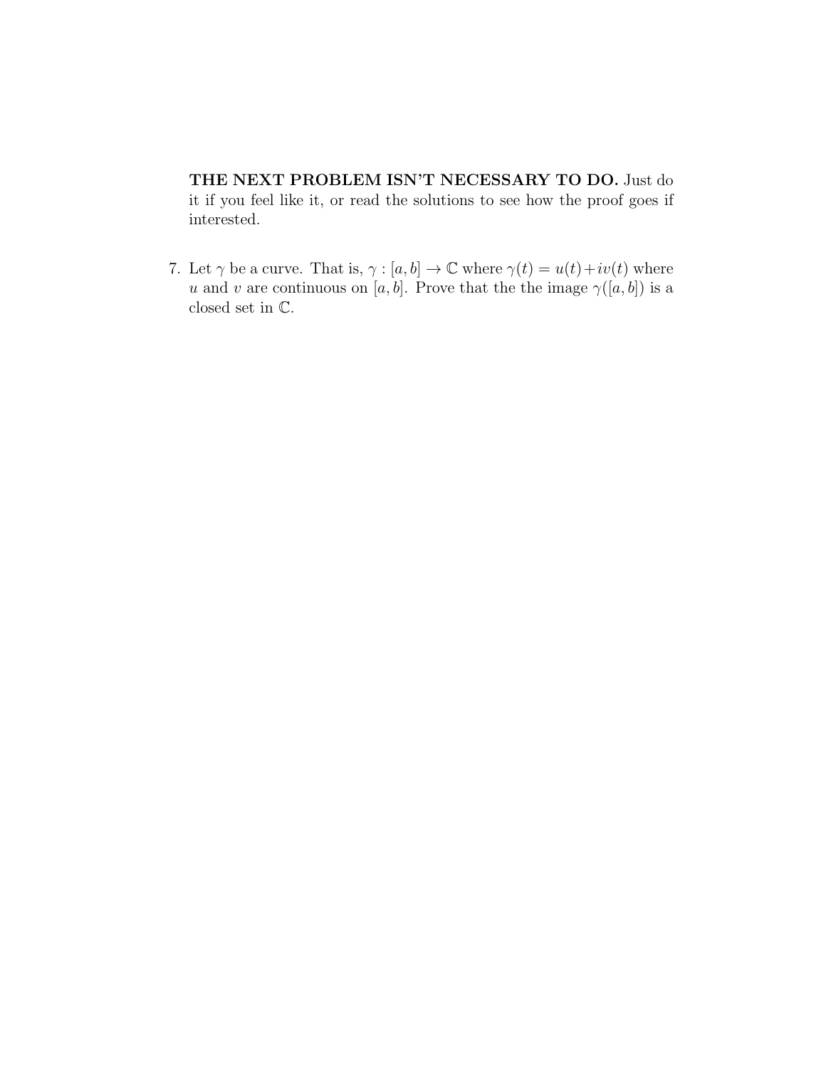**THE NEXT PROBLEM ISN'T NECESSARY TO DO.** Just do it if you feel like it, or read the solutions to see how the proof goes if interested.

7. Let $\gamma$ be a curve. That is, $\gamma : [a, b] \to \mathbb{C}$ where $\gamma(t) = u(t) + iv(t)$ where $u$ and $v$ are continuous on $[a, b]$. Prove that the the image $\gamma([a, b])$ is a closed set in $\mathbb{C}$.